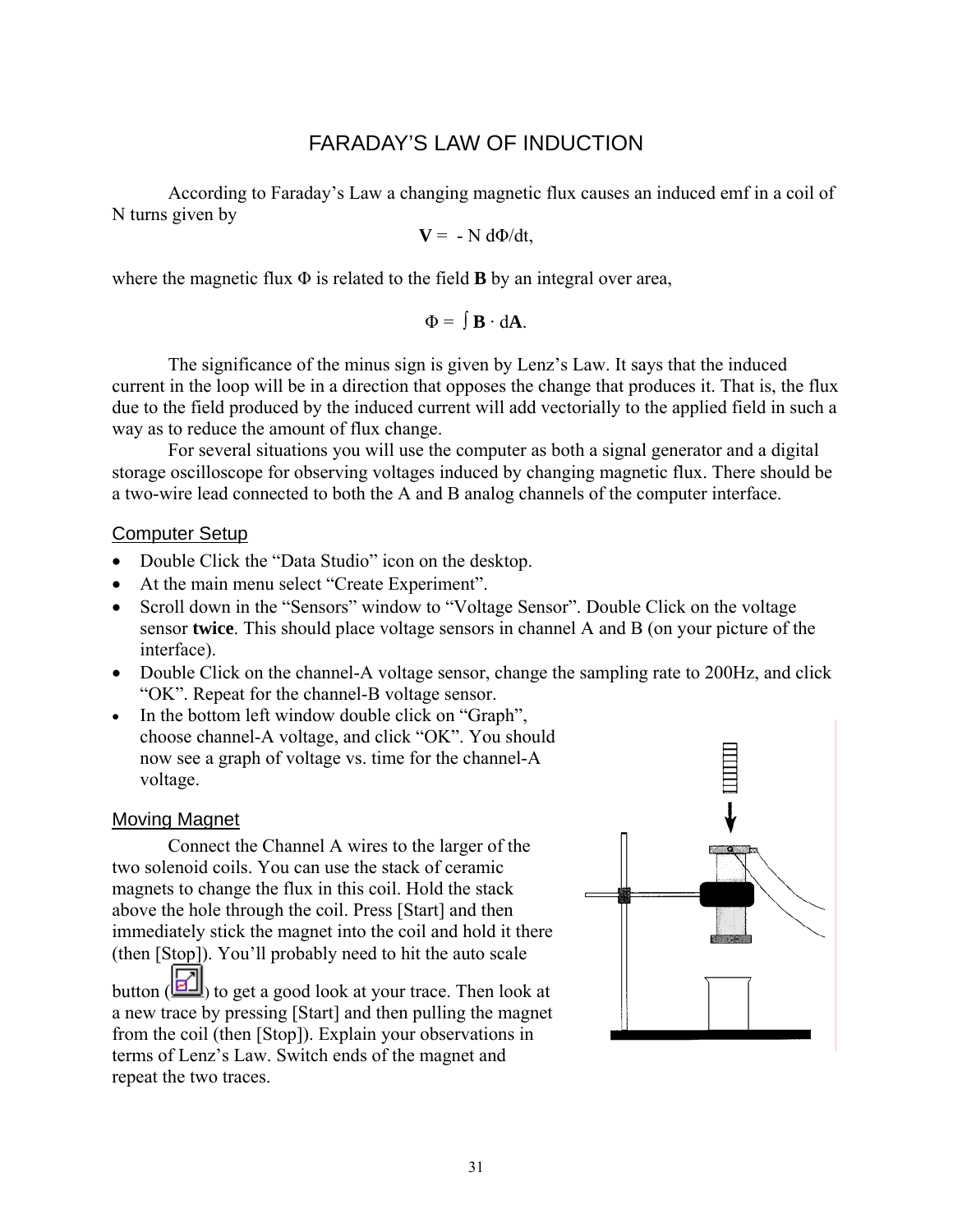# FARADAY'S LAW OF INDUCTION

According to Faraday's Law a changing magnetic flux causes an induced emf in a coil of N turns given by

$$\mathbf{V} = -N\, d\Phi/dt,$$

where the magnetic flux $\Phi$ is related to the field **B** by an integral over area,

$$\Phi = \int \mathbf{B} \cdot d\mathbf{A}.$$

The significance of the minus sign is given by Lenz's Law. It says that the induced current in the loop will be in a direction that opposes the change that produces it. That is, the flux due to the field produced by the induced current will add vectorially to the applied field in such a way as to reduce the amount of flux change.

For several situations you will use the computer as both a signal generator and a digital storage oscilloscope for observing voltages induced by changing magnetic flux. There should be a two-wire lead connected to both the A and B analog channels of the computer interface.

## Computer Setup

- Double Click the "Data Studio" icon on the desktop.
- At the main menu select "Create Experiment".
- Scroll down in the "Sensors" window to "Voltage Sensor". Double Click on the voltage sensor **twice**. This should place voltage sensors in channel A and B (on your picture of the interface).
- Double Click on the channel-A voltage sensor, change the sampling rate to 200Hz, and click "OK". Repeat for the channel-B voltage sensor.
- In the bottom left window double click on "Graph", choose channel-A voltage, and click "OK". You should now see a graph of voltage vs. time for the channel-A voltage.

## Moving Magnet

Connect the Channel A wires to the larger of the two solenoid coils. You can use the stack of ceramic magnets to change the flux in this coil. Hold the stack above the hole through the coil. Press [Start] and then immediately stick the magnet into the coil and hold it there (then [Stop]). You'll probably need to hit the auto scale button ( ) to get a good look at your trace. Then look at a new trace by pressing [Start] and then pulling the magnet from the coil (then [Stop]). Explain your observations in terms of Lenz's Law. Switch ends of the magnet and repeat the two traces.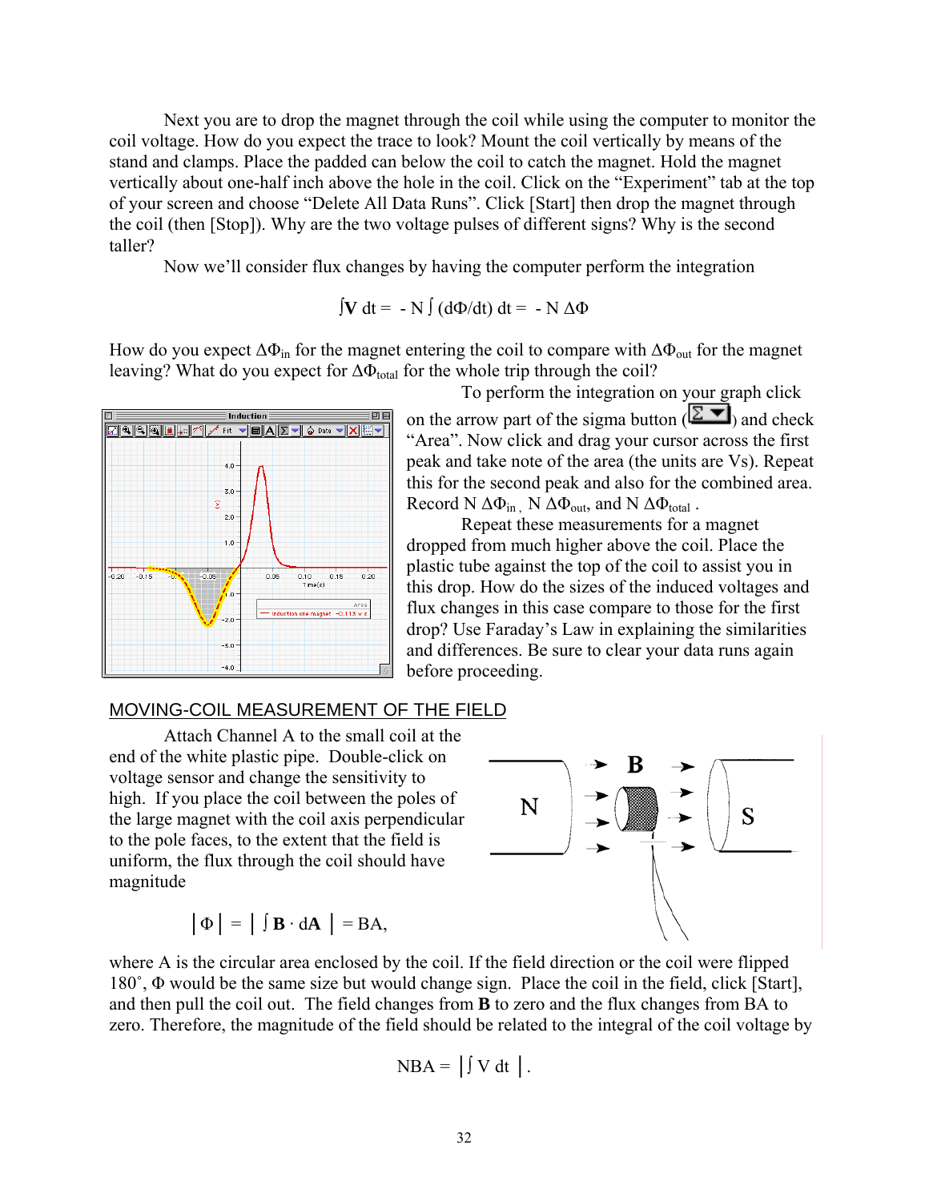Next you are to drop the magnet through the coil while using the computer to monitor the coil voltage. How do you expect the trace to look? Mount the coil vertically by means of the stand and clamps. Place the padded can below the coil to catch the magnet. Hold the magnet vertically about one-half inch above the hole in the coil. Click on the "Experiment" tab at the top of your screen and choose "Delete All Data Runs". Click [Start] then drop the magnet through the coil (then [Stop]). Why are the two voltage pulses of different signs? Why is the second taller?

Now we'll consider flux changes by having the computer perform the integration

$$\int \mathbf{V}\, dt = -N \int (d\Phi/dt)\, dt = -N\,\Delta\Phi$$

How do you expect $\Delta\Phi_{in}$ for the magnet entering the coil to compare with $\Delta\Phi_{out}$ for the magnet leaving? What do you expect for $\Delta\Phi_{total}$ for the whole trip through the coil?

To perform the integration on your graph click on the arrow part of the sigma button (Σ ▼) and check "Area". Now click and drag your cursor across the first peak and take note of the area (the units are Vs). Repeat this for the second peak and also for the combined area. Record $N\,\Delta\Phi_{in}$, $N\,\Delta\Phi_{out}$, and $N\,\Delta\Phi_{total}$.

Repeat these measurements for a magnet dropped from much higher above the coil. Place the plastic tube against the top of the coil to assist you in this drop. How do the sizes of the induced voltages and flux changes in this case compare to those for the first drop? Use Faraday's Law in explaining the similarities and differences. Be sure to clear your data runs again before proceeding.

## MOVING-COIL MEASUREMENT OF THE FIELD

Attach Channel A to the small coil at the end of the white plastic pipe. Double-click on voltage sensor and change the sensitivity to high. If you place the coil between the poles of the large magnet with the coil axis perpendicular to the pole faces, to the extent that the field is uniform, the flux through the coil should have magnitude

$$|\Phi| = \left|\int \mathbf{B}\cdot d\mathbf{A}\right| = BA,$$

where A is the circular area enclosed by the coil. If the field direction or the coil were flipped 180˚, Φ would be the same size but would change sign. Place the coil in the field, click [Start], and then pull the coil out. The field changes from **B** to zero and the flux changes from BA to zero. Therefore, the magnitude of the field should be related to the integral of the coil voltage by

$$NBA = \left|\int V\, dt\right|.$$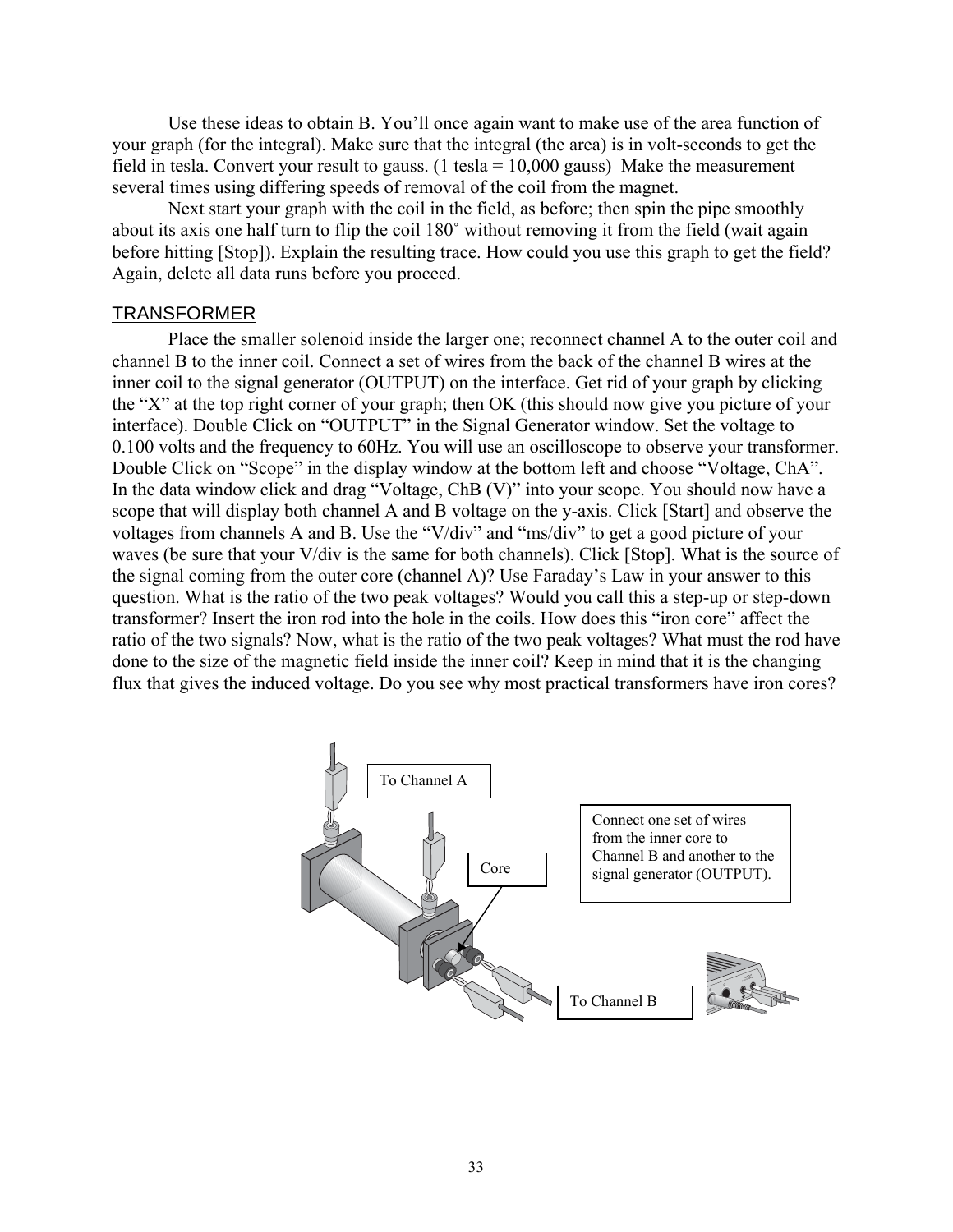Use these ideas to obtain B. You'll once again want to make use of the area function of your graph (for the integral). Make sure that the integral (the area) is in volt-seconds to get the field in tesla. Convert your result to gauss. (1 tesla = 10,000 gauss) Make the measurement several times using differing speeds of removal of the coil from the magnet.

Next start your graph with the coil in the field, as before; then spin the pipe smoothly about its axis one half turn to flip the coil 180˚ without removing it from the field (wait again before hitting [Stop]). Explain the resulting trace. How could you use this graph to get the field? Again, delete all data runs before you proceed.

## TRANSFORMER

Place the smaller solenoid inside the larger one; reconnect channel A to the outer coil and channel B to the inner coil. Connect a set of wires from the back of the channel B wires at the inner coil to the signal generator (OUTPUT) on the interface. Get rid of your graph by clicking the "X" at the top right corner of your graph; then OK (this should now give you picture of your interface). Double Click on "OUTPUT" in the Signal Generator window. Set the voltage to 0.100 volts and the frequency to 60Hz. You will use an oscilloscope to observe your transformer. Double Click on "Scope" in the display window at the bottom left and choose "Voltage, ChA". In the data window click and drag "Voltage, ChB (V)" into your scope. You should now have a scope that will display both channel A and B voltage on the y-axis. Click [Start] and observe the voltages from channels A and B. Use the "V/div" and "ms/div" to get a good picture of your waves (be sure that your V/div is the same for both channels). Click [Stop]. What is the source of the signal coming from the outer core (channel A)? Use Faraday's Law in your answer to this question. What is the ratio of the two peak voltages? Would you call this a step-up or step-down transformer? Insert the iron rod into the hole in the coils. How does this "iron core" affect the ratio of the two signals? Now, what is the ratio of the two peak voltages? What must the rod have done to the size of the magnetic field inside the inner coil? Keep in mind that it is the changing flux that gives the induced voltage. Do you see why most practical transformers have iron cores?

To Channel A

Core

Connect one set of wires from the inner core to Channel B and another to the signal generator (OUTPUT).

To Channel B